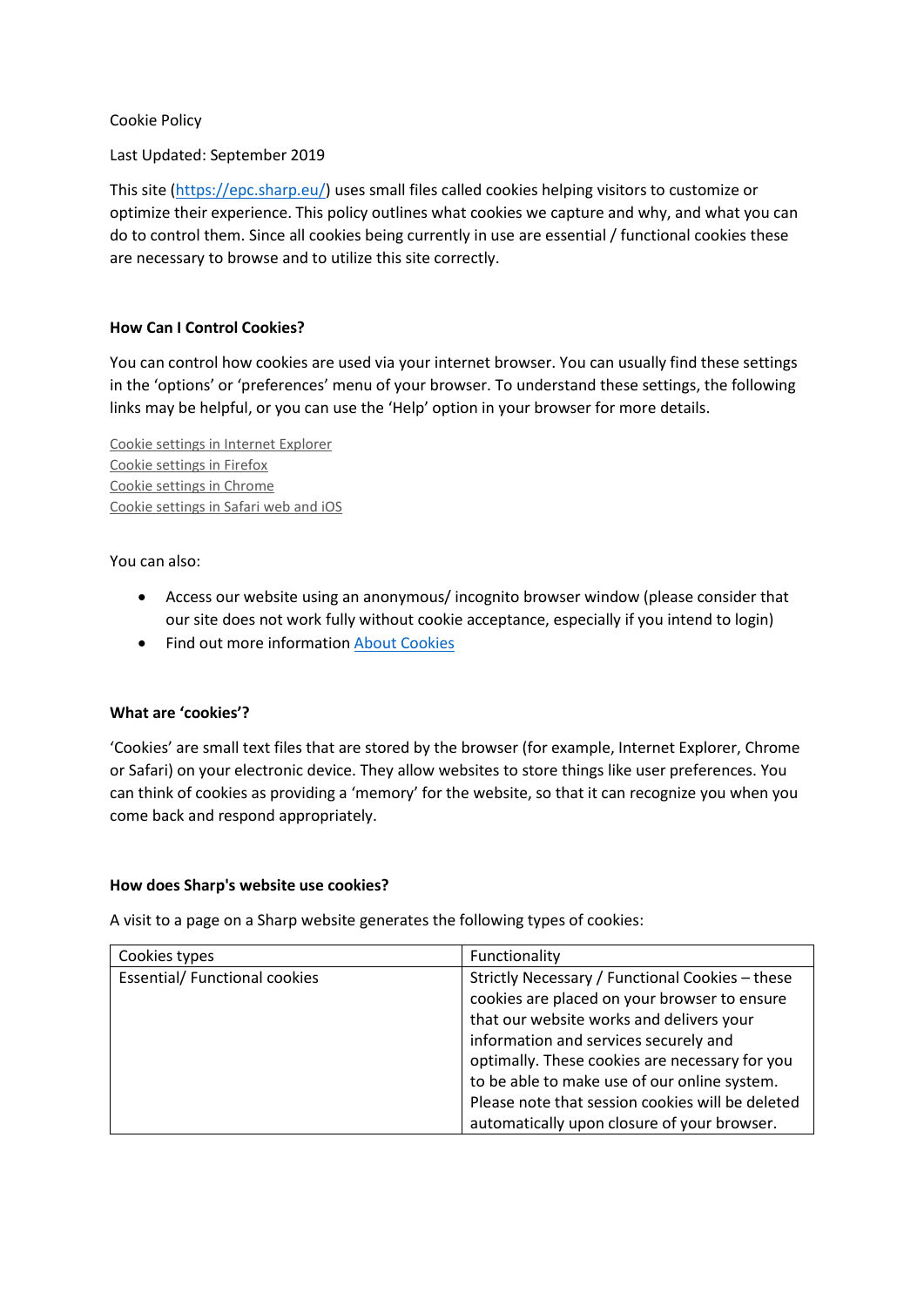Cookie Policy

Last Updated: September 2019

This site ([https://epc.sharp.eu/](https://epc.sharp.eu/)) uses small files called cookies helping visitors to customize or optimize their experience. This policy outlines what cookies we capture and why, and what you can do to control them. Since all cookies being currently in use are essential / functional cookies these are necessary to browse and to utilize this site correctly.

**How Can I Control Cookies?**

You can control how cookies are used via your internet browser. You can usually find these settings in the 'options' or 'preferences' menu of your browser. To understand these settings, the following links may be helpful, or you can use the 'Help' option in your browser for more details.

Cookie settings in Internet Explorer
Cookie settings in Firefox
Cookie settings in Chrome
Cookie settings in Safari web and iOS

You can also:

- Access our website using an anonymous/ incognito browser window (please consider that our site does not work fully without cookie acceptance, especially if you intend to login)
- Find out more information About Cookies

**What are 'cookies'?**

'Cookies' are small text files that are stored by the browser (for example, Internet Explorer, Chrome or Safari) on your electronic device. They allow websites to store things like user preferences. You can think of cookies as providing a 'memory' for the website, so that it can recognize you when you come back and respond appropriately.

**How does Sharp's website use cookies?**

A visit to a page on a Sharp website generates the following types of cookies:

| Cookies types | Functionality |
| --- | --- |
| Essential/ Functional cookies | Strictly Necessary / Functional Cookies – these cookies are placed on your browser to ensure that our website works and delivers your information and services securely and optimally. These cookies are necessary for you to be able to make use of our online system. Please note that session cookies will be deleted automatically upon closure of your browser. |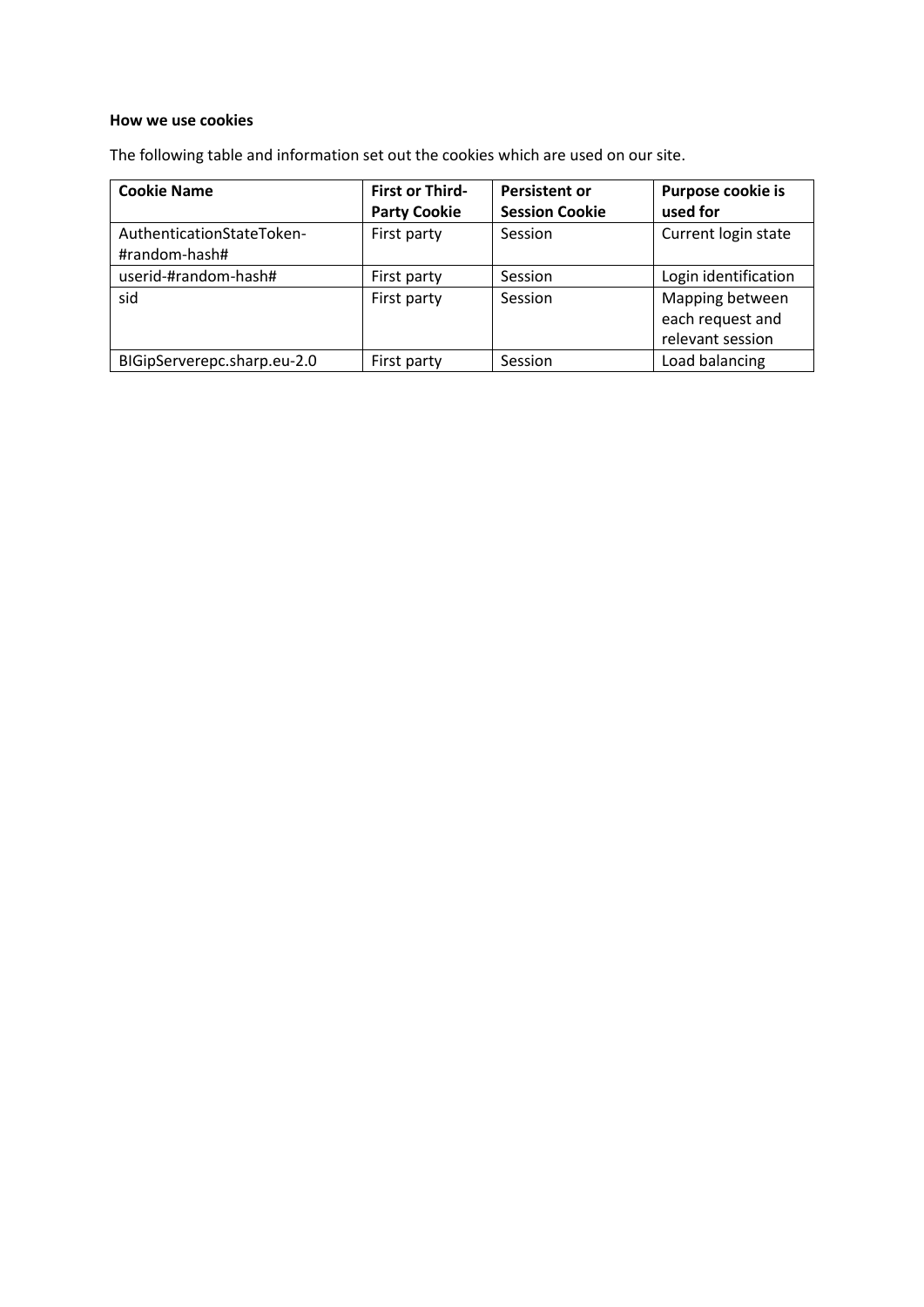**How we use cookies**

The following table and information set out the cookies which are used on our site.

| Cookie Name | First or Third-Party Cookie | Persistent or Session Cookie | Purpose cookie is used for |
| --- | --- | --- | --- |
| AuthenticationStateToken-#random-hash# | First party | Session | Current login state |
| userid-#random-hash# | First party | Session | Login identification |
| sid | First party | Session | Mapping between each request and relevant session |
| BIGipServerepc.sharp.eu-2.0 | First party | Session | Load balancing |